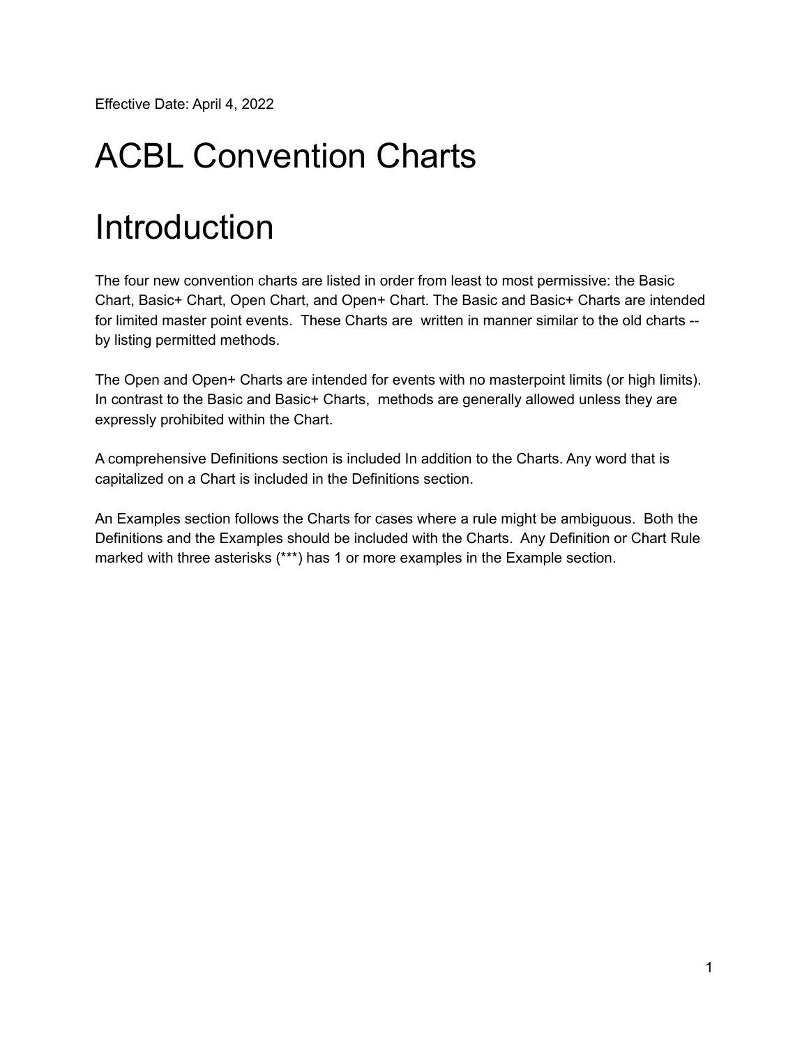Effective Date: April 4, 2022

# ACBL Convention Charts

# Introduction

The four new convention charts are listed in order from least to most permissive: the Basic Chart, Basic+ Chart, Open Chart, and Open+ Chart. The Basic and Basic+ Charts are intended for limited master point events. These Charts are written in manner similar to the old charts -- by listing permitted methods.

The Open and Open+ Charts are intended for events with no masterpoint limits (or high limits). In contrast to the Basic and Basic+ Charts, methods are generally allowed unless they are expressly prohibited within the Chart.

A comprehensive Definitions section is included In addition to the Charts. Any word that is capitalized on a Chart is included in the Definitions section.

An Examples section follows the Charts for cases where a rule might be ambiguous. Both the Definitions and the Examples should be included with the Charts. Any Definition or Chart Rule marked with three asterisks (***) has 1 or more examples in the Example section.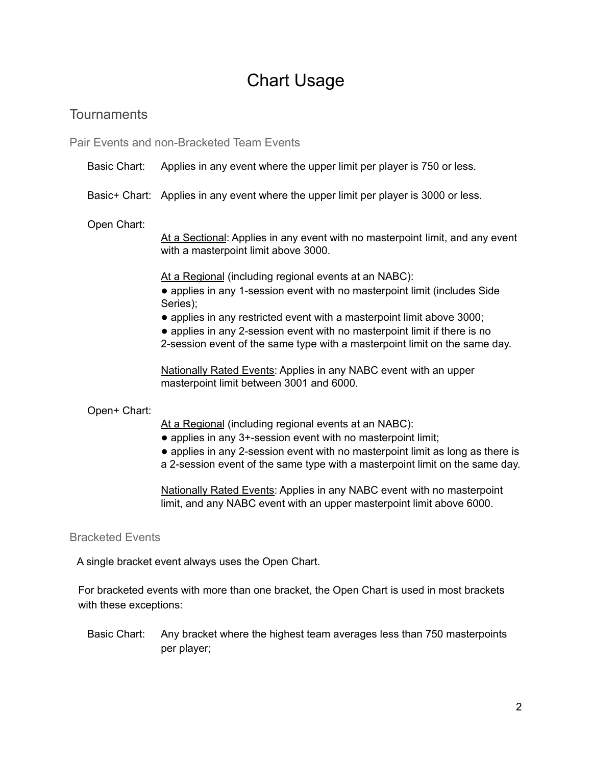# Chart Usage

## Tournaments

### Pair Events and non-Bracketed Team Events

**Basic Chart:** Applies in any event where the upper limit per player is 750 or less.

**Basic+ Chart:** Applies in any event where the upper limit per player is 3000 or less.

**Open Chart:**

<u>At a Sectional</u>: Applies in any event with no masterpoint limit, and any event with a masterpoint limit above 3000.

<u>At a Regional</u> (including regional events at an NABC):

- applies in any 1-session event with no masterpoint limit (includes Side Series);
- applies in any restricted event with a masterpoint limit above 3000;
- applies in any 2-session event with no masterpoint limit if there is no 2-session event of the same type with a masterpoint limit on the same day.

<u>Nationally Rated Events</u>: Applies in any NABC event with an upper masterpoint limit between 3001 and 6000.

**Open+ Chart:**

<u>At a Regional</u> (including regional events at an NABC):

- applies in any 3+-session event with no masterpoint limit;
- applies in any 2-session event with no masterpoint limit as long as there is a 2-session event of the same type with a masterpoint limit on the same day.

<u>Nationally Rated Events</u>: Applies in any NABC event with no masterpoint limit, and any NABC event with an upper masterpoint limit above 6000.

### Bracketed Events

A single bracket event always uses the Open Chart.

For bracketed events with more than one bracket, the Open Chart is used in most brackets with these exceptions:

**Basic Chart:** Any bracket where the highest team averages less than 750 masterpoints per player;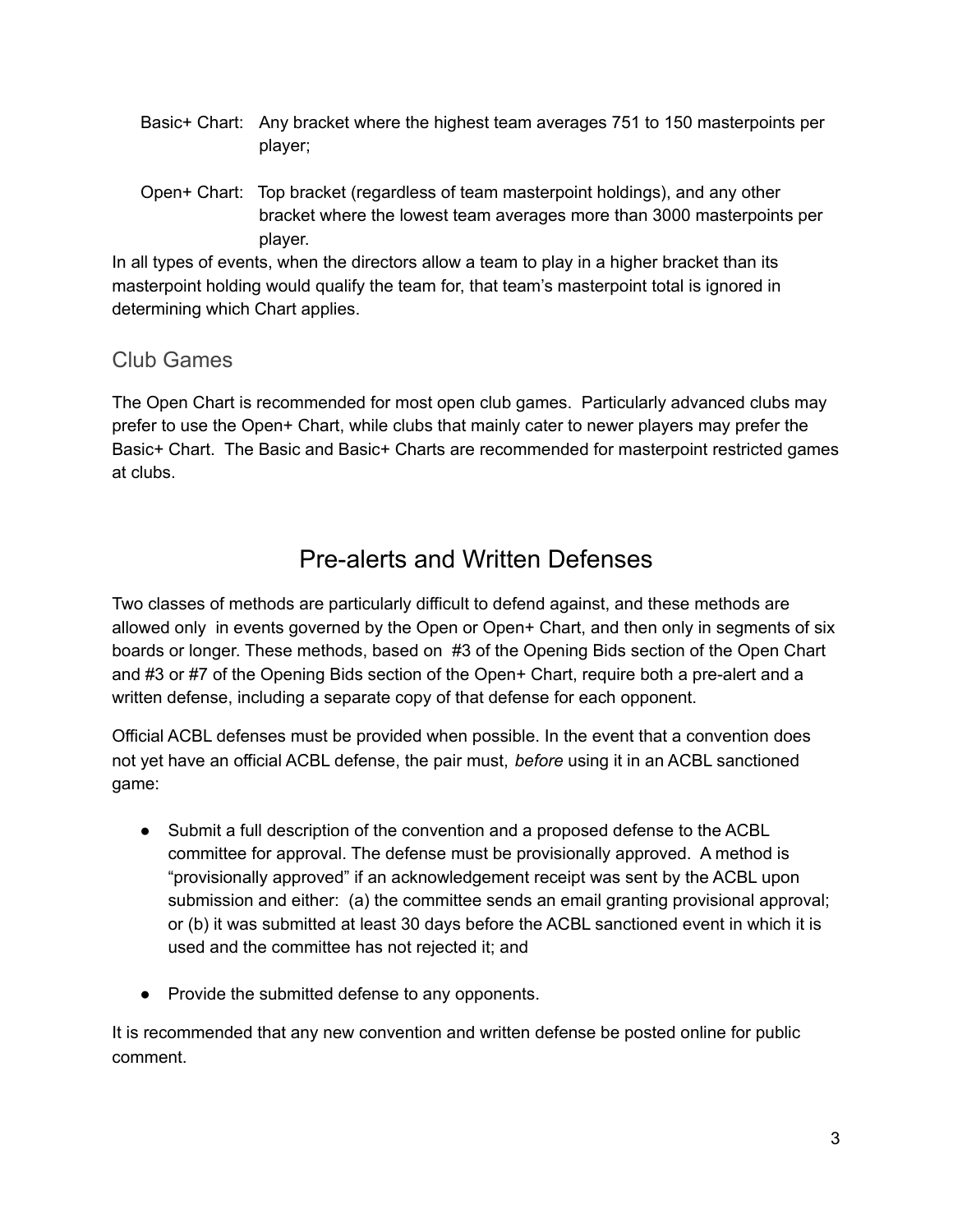Basic+ Chart: Any bracket where the highest team averages 751 to 150 masterpoints per player;

Open+ Chart: Top bracket (regardless of team masterpoint holdings), and any other bracket where the lowest team averages more than 3000 masterpoints per player.

In all types of events, when the directors allow a team to play in a higher bracket than its masterpoint holding would qualify the team for, that team's masterpoint total is ignored in determining which Chart applies.

## Club Games

The Open Chart is recommended for most open club games. Particularly advanced clubs may prefer to use the Open+ Chart, while clubs that mainly cater to newer players may prefer the Basic+ Chart. The Basic and Basic+ Charts are recommended for masterpoint restricted games at clubs.

# Pre-alerts and Written Defenses

Two classes of methods are particularly difficult to defend against, and these methods are allowed only in events governed by the Open or Open+ Chart, and then only in segments of six boards or longer. These methods, based on #3 of the Opening Bids section of the Open Chart and #3 or #7 of the Opening Bids section of the Open+ Chart, require both a pre-alert and a written defense, including a separate copy of that defense for each opponent.

Official ACBL defenses must be provided when possible. In the event that a convention does not yet have an official ACBL defense, the pair must, *before* using it in an ACBL sanctioned game:

- Submit a full description of the convention and a proposed defense to the ACBL committee for approval. The defense must be provisionally approved. A method is "provisionally approved" if an acknowledgement receipt was sent by the ACBL upon submission and either: (a) the committee sends an email granting provisional approval; or (b) it was submitted at least 30 days before the ACBL sanctioned event in which it is used and the committee has not rejected it; and
- Provide the submitted defense to any opponents.

It is recommended that any new convention and written defense be posted online for public comment.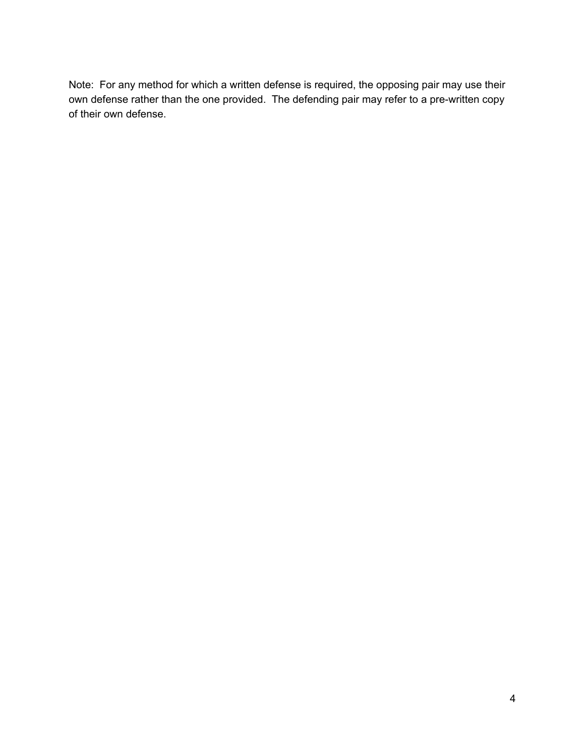Note: For any method for which a written defense is required, the opposing pair may use their own defense rather than the one provided. The defending pair may refer to a pre-written copy of their own defense.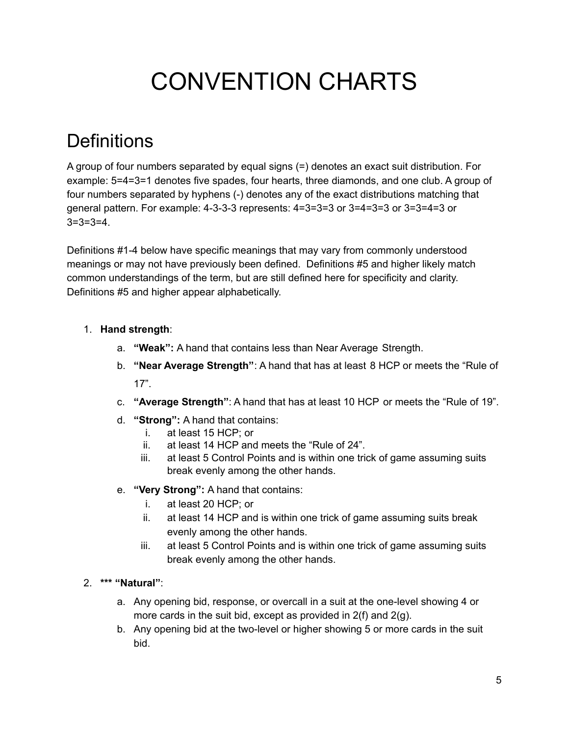# CONVENTION CHARTS

## Definitions

A group of four numbers separated by equal signs (=) denotes an exact suit distribution. For example: 5=4=3=1 denotes five spades, four hearts, three diamonds, and one club. A group of four numbers separated by hyphens (-) denotes any of the exact distributions matching that general pattern. For example: 4-3-3-3 represents: 4=3=3=3 or 3=4=3=3 or 3=3=4=3 or 3=3=3=4.

Definitions #1-4 below have specific meanings that may vary from commonly understood meanings or may not have previously been defined. Definitions #5 and higher likely match common understandings of the term, but are still defined here for specificity and clarity. Definitions #5 and higher appear alphabetically.

1. **Hand strength**:
    a. **"Weak":** A hand that contains less than Near Average Strength.
    b. **"Near Average Strength"**: A hand that has at least 8 HCP or meets the "Rule of 17".
    c. **"Average Strength"**: A hand that has at least 10 HCP or meets the "Rule of 19".
    d. **"Strong":** A hand that contains:
        i. at least 15 HCP; or
        ii. at least 14 HCP and meets the "Rule of 24".
        iii. at least 5 Control Points and is within one trick of game assuming suits break evenly among the other hands.
    e. **"Very Strong":** A hand that contains:
        i. at least 20 HCP; or
        ii. at least 14 HCP and is within one trick of game assuming suits break evenly among the other hands.
        iii. at least 5 Control Points and is within one trick of game assuming suits break evenly among the other hands.
2. **\*\*\* "Natural"**:
    a. Any opening bid, response, or overcall in a suit at the one-level showing 4 or more cards in the suit bid, except as provided in 2(f) and 2(g).
    b. Any opening bid at the two-level or higher showing 5 or more cards in the suit bid.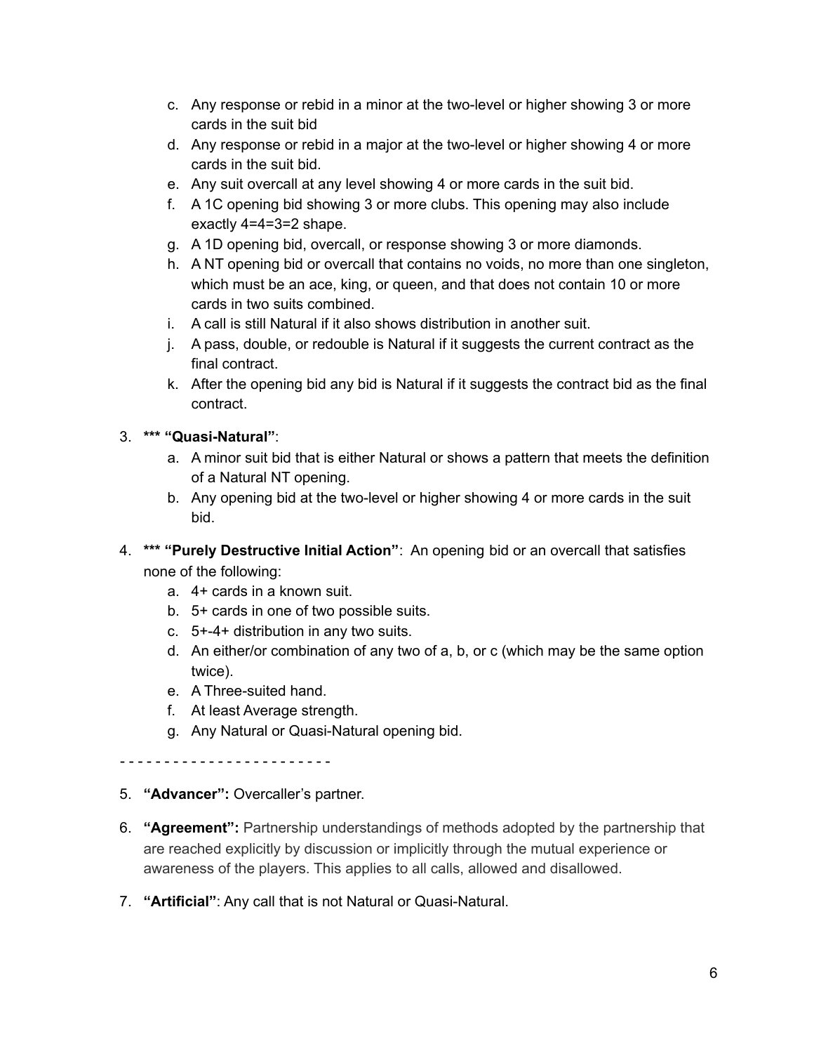c. Any response or rebid in a minor at the two-level or higher showing 3 or more cards in the suit bid
d. Any response or rebid in a major at the two-level or higher showing 4 or more cards in the suit bid.
e. Any suit overcall at any level showing 4 or more cards in the suit bid.
f. A 1C opening bid showing 3 or more clubs. This opening may also include exactly 4=4=3=2 shape.
g. A 1D opening bid, overcall, or response showing 3 or more diamonds.
h. A NT opening bid or overcall that contains no voids, no more than one singleton, which must be an ace, king, or queen, and that does not contain 10 or more cards in two suits combined.
i. A call is still Natural if it also shows distribution in another suit.
j. A pass, double, or redouble is Natural if it suggests the current contract as the final contract.
k. After the opening bid any bid is Natural if it suggests the contract bid as the final contract.

3. **\*\*\* "Quasi-Natural"**:
   a. A minor suit bid that is either Natural or shows a pattern that meets the definition of a Natural NT opening.
   b. Any opening bid at the two-level or higher showing 4 or more cards in the suit bid.

4. **\*\*\* "Purely Destructive Initial Action"**: An opening bid or an overcall that satisfies none of the following:
   a. 4+ cards in a known suit.
   b. 5+ cards in one of two possible suits.
   c. 5+-4+ distribution in any two suits.
   d. An either/or combination of any two of a, b, or c (which may be the same option twice).
   e. A Three-suited hand.
   f. At least Average strength.
   g. Any Natural or Quasi-Natural opening bid.

\- - - - - - - - - - - - - - - - - - - - - - - -

5. **"Advancer":** Overcaller's partner.

6. **"Agreement":** Partnership understandings of methods adopted by the partnership that are reached explicitly by discussion or implicitly through the mutual experience or awareness of the players. This applies to all calls, allowed and disallowed.

7. **"Artificial"**: Any call that is not Natural or Quasi-Natural.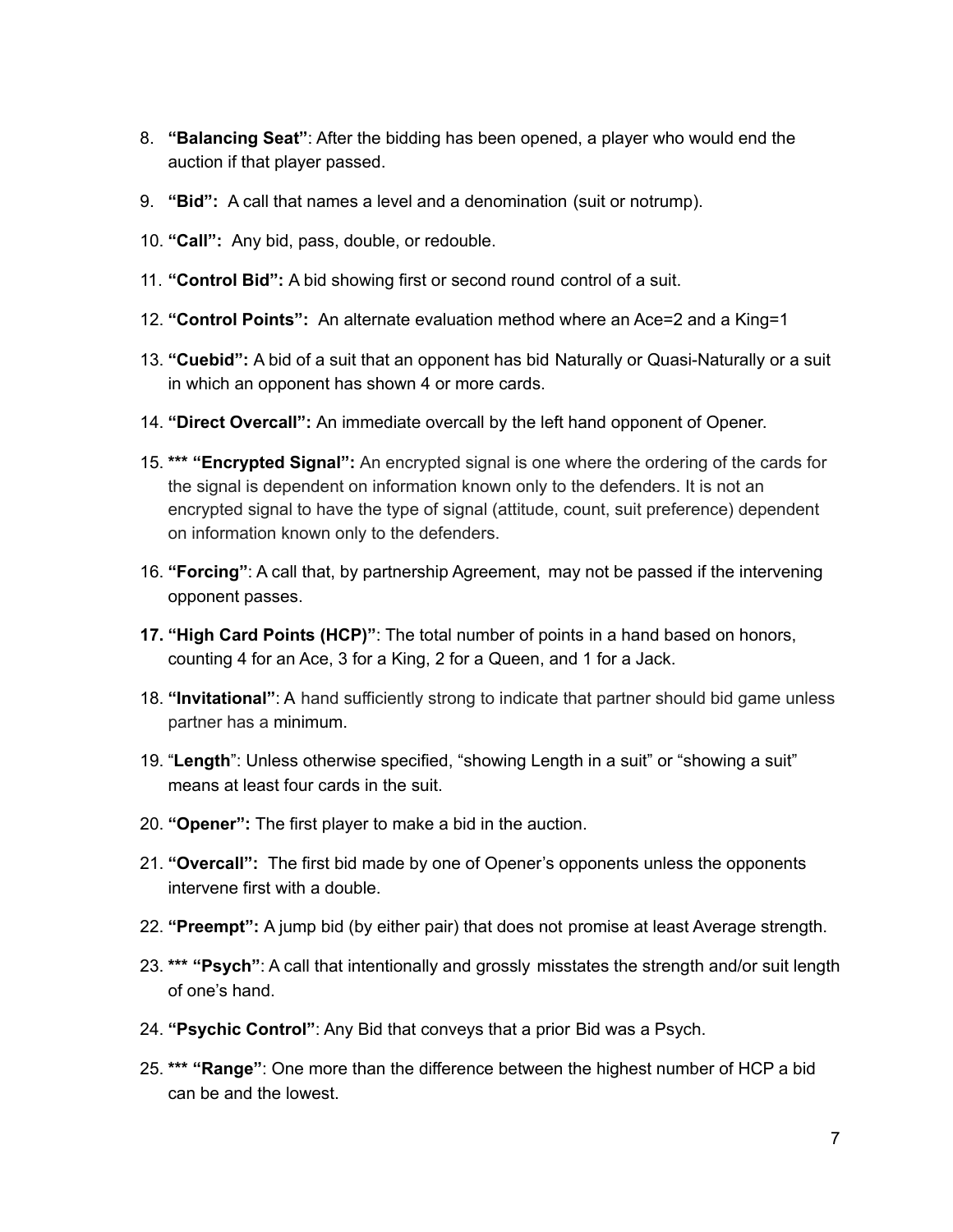8. **"Balancing Seat"**: After the bidding has been opened, a player who would end the auction if that player passed.
9. **"Bid":** A call that names a level and a denomination (suit or notrump).
10. **"Call":** Any bid, pass, double, or redouble.
11. **"Control Bid":** A bid showing first or second round control of a suit.
12. **"Control Points":** An alternate evaluation method where an Ace=2 and a King=1
13. **"Cuebid":** A bid of a suit that an opponent has bid Naturally or Quasi-Naturally or a suit in which an opponent has shown 4 or more cards.
14. **"Direct Overcall":** An immediate overcall by the left hand opponent of Opener.
15. **\*\*\* "Encrypted Signal":** An encrypted signal is one where the ordering of the cards for the signal is dependent on information known only to the defenders. It is not an encrypted signal to have the type of signal (attitude, count, suit preference) dependent on information known only to the defenders.
16. **"Forcing"**: A call that, by partnership Agreement, may not be passed if the intervening opponent passes.
17. **"High Card Points (HCP)"**: The total number of points in a hand based on honors, counting 4 for an Ace, 3 for a King, 2 for a Queen, and 1 for a Jack.
18. **"Invitational"**: A hand sufficiently strong to indicate that partner should bid game unless partner has a minimum.
19. "**Length**": Unless otherwise specified, "showing Length in a suit" or "showing a suit" means at least four cards in the suit.
20. **"Opener":** The first player to make a bid in the auction.
21. **"Overcall":** The first bid made by one of Opener's opponents unless the opponents intervene first with a double.
22. **"Preempt":** A jump bid (by either pair) that does not promise at least Average strength.
23. **\*\*\* "Psych"**: A call that intentionally and grossly misstates the strength and/or suit length of one's hand.
24. **"Psychic Control"**: Any Bid that conveys that a prior Bid was a Psych.
25. **\*\*\* "Range"**: One more than the difference between the highest number of HCP a bid can be and the lowest.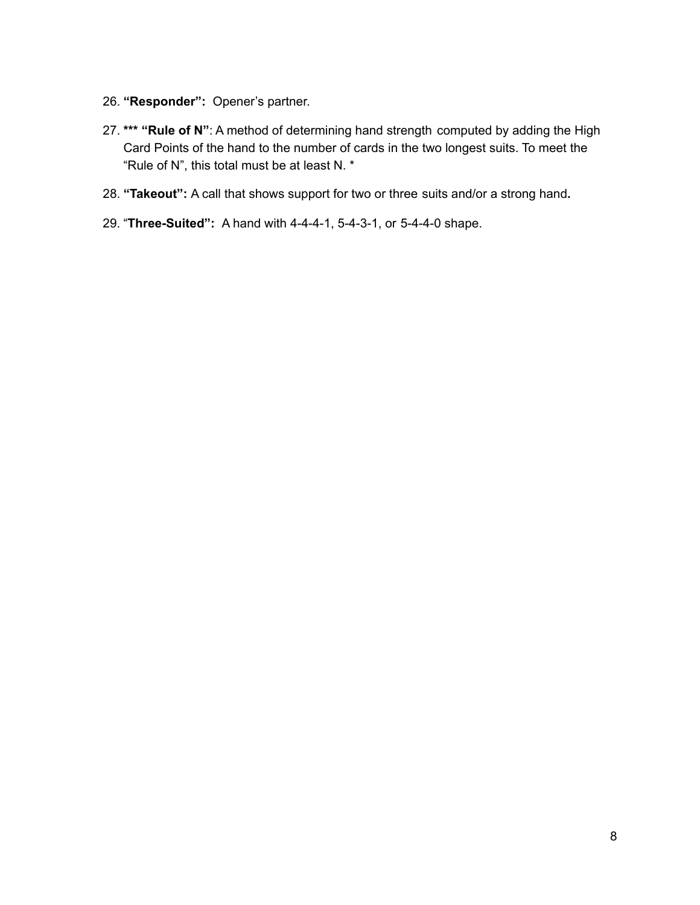26. **"Responder":** Opener's partner.
27. ***** "Rule of N"**: A method of determining hand strength computed by adding the High Card Points of the hand to the number of cards in the two longest suits. To meet the "Rule of N", this total must be at least N. *
28. **"Takeout":** A call that shows support for two or three suits and/or a strong hand**.**
29. "**Three-Suited":** A hand with 4-4-4-1, 5-4-3-1, or 5-4-4-0 shape.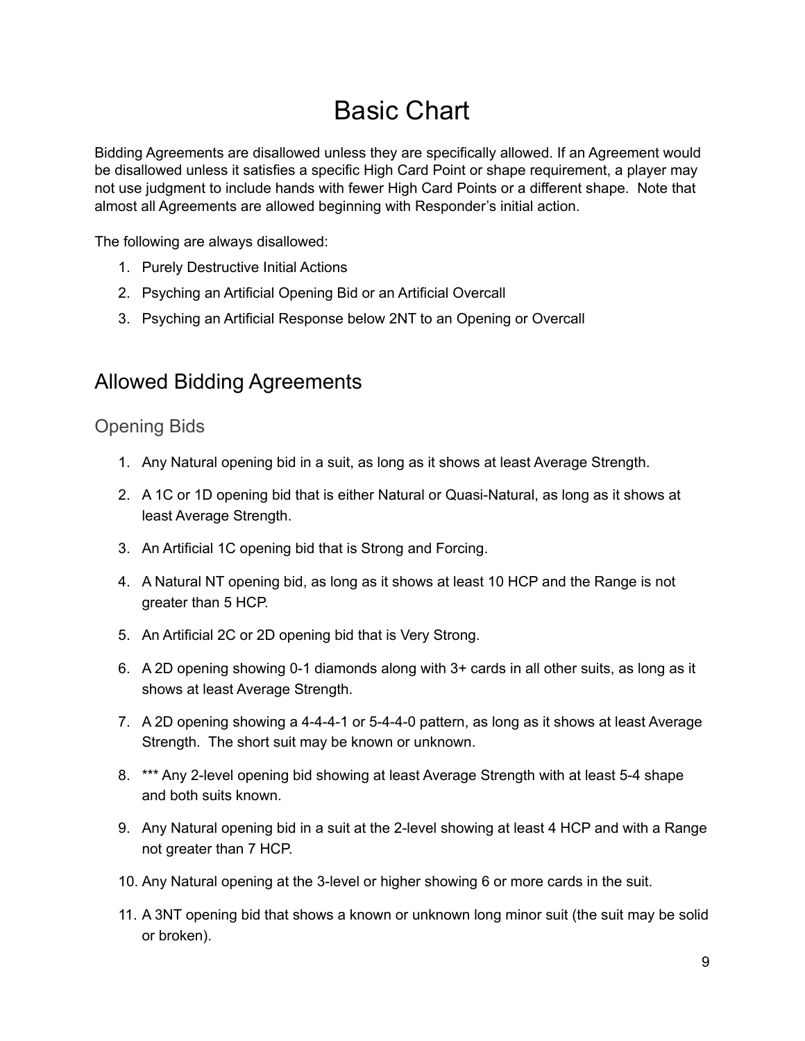# Basic Chart

Bidding Agreements are disallowed unless they are specifically allowed. If an Agreement would be disallowed unless it satisfies a specific High Card Point or shape requirement, a player may not use judgment to include hands with fewer High Card Points or a different shape. Note that almost all Agreements are allowed beginning with Responder's initial action.

The following are always disallowed:

1. Purely Destructive Initial Actions
2. Psyching an Artificial Opening Bid or an Artificial Overcall
3. Psyching an Artificial Response below 2NT to an Opening or Overcall

## Allowed Bidding Agreements

### Opening Bids

1. Any Natural opening bid in a suit, as long as it shows at least Average Strength.
2. A 1C or 1D opening bid that is either Natural or Quasi-Natural, as long as it shows at least Average Strength.
3. An Artificial 1C opening bid that is Strong and Forcing.
4. A Natural NT opening bid, as long as it shows at least 10 HCP and the Range is not greater than 5 HCP.
5. An Artificial 2C or 2D opening bid that is Very Strong.
6. A 2D opening showing 0-1 diamonds along with 3+ cards in all other suits, as long as it shows at least Average Strength.
7. A 2D opening showing a 4-4-4-1 or 5-4-4-0 pattern, as long as it shows at least Average Strength. The short suit may be known or unknown.
8. *** Any 2-level opening bid showing at least Average Strength with at least 5-4 shape and both suits known.
9. Any Natural opening bid in a suit at the 2-level showing at least 4 HCP and with a Range not greater than 7 HCP.
10. Any Natural opening at the 3-level or higher showing 6 or more cards in the suit.
11. A 3NT opening bid that shows a known or unknown long minor suit (the suit may be solid or broken).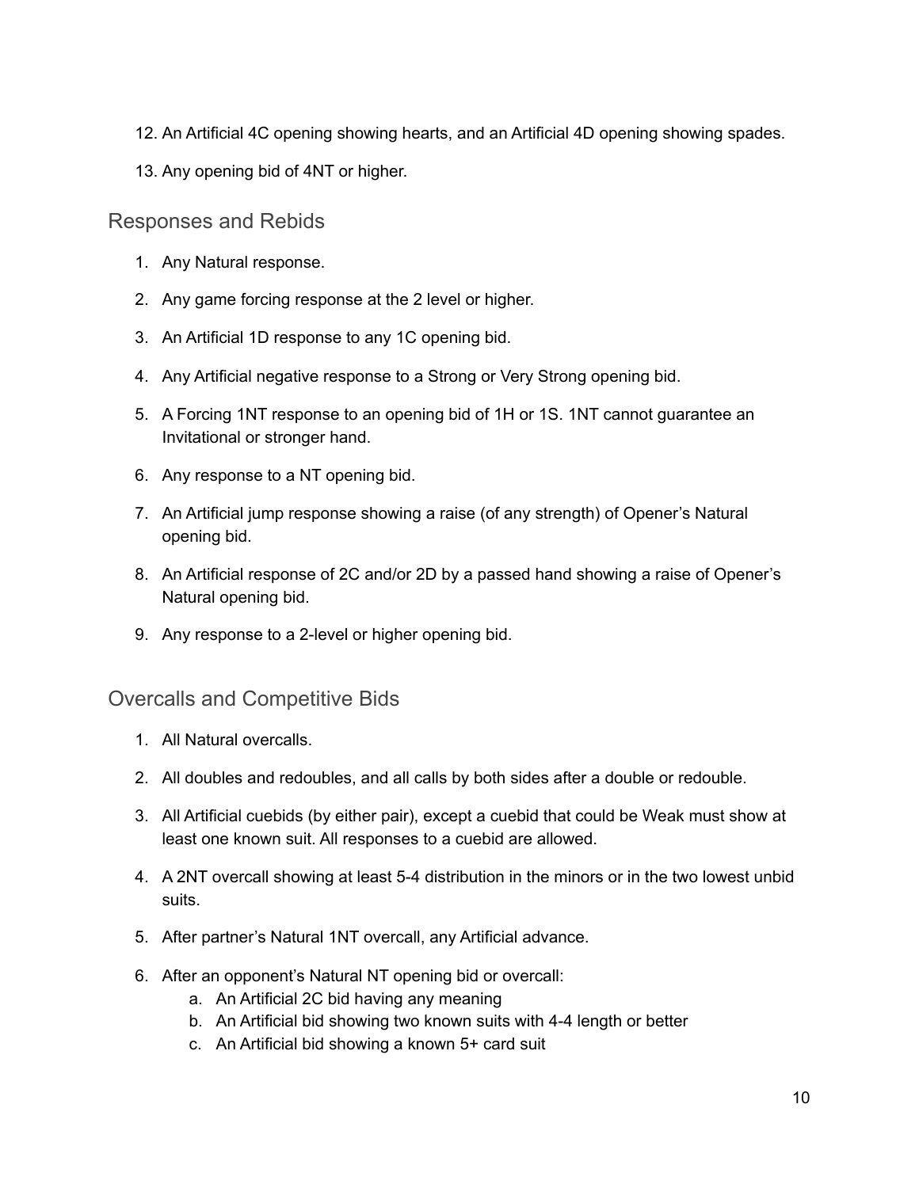12. An Artificial 4C opening showing hearts, and an Artificial 4D opening showing spades.

13. Any opening bid of 4NT or higher.

## Responses and Rebids

1. Any Natural response.

2. Any game forcing response at the 2 level or higher.

3. An Artificial 1D response to any 1C opening bid.

4. Any Artificial negative response to a Strong or Very Strong opening bid.

5. A Forcing 1NT response to an opening bid of 1H or 1S. 1NT cannot guarantee an Invitational or stronger hand.

6. Any response to a NT opening bid.

7. An Artificial jump response showing a raise (of any strength) of Opener's Natural opening bid.

8. An Artificial response of 2C and/or 2D by a passed hand showing a raise of Opener's Natural opening bid.

9. Any response to a 2-level or higher opening bid.

## Overcalls and Competitive Bids

1. All Natural overcalls.

2. All doubles and redoubles, and all calls by both sides after a double or redouble.

3. All Artificial cuebids (by either pair), except a cuebid that could be Weak must show at least one known suit. All responses to a cuebid are allowed.

4. A 2NT overcall showing at least 5-4 distribution in the minors or in the two lowest unbid suits.

5. After partner's Natural 1NT overcall, any Artificial advance.

6. After an opponent's Natural NT opening bid or overcall:
   a. An Artificial 2C bid having any meaning
   b. An Artificial bid showing two known suits with 4-4 length or better
   c. An Artificial bid showing a known 5+ card suit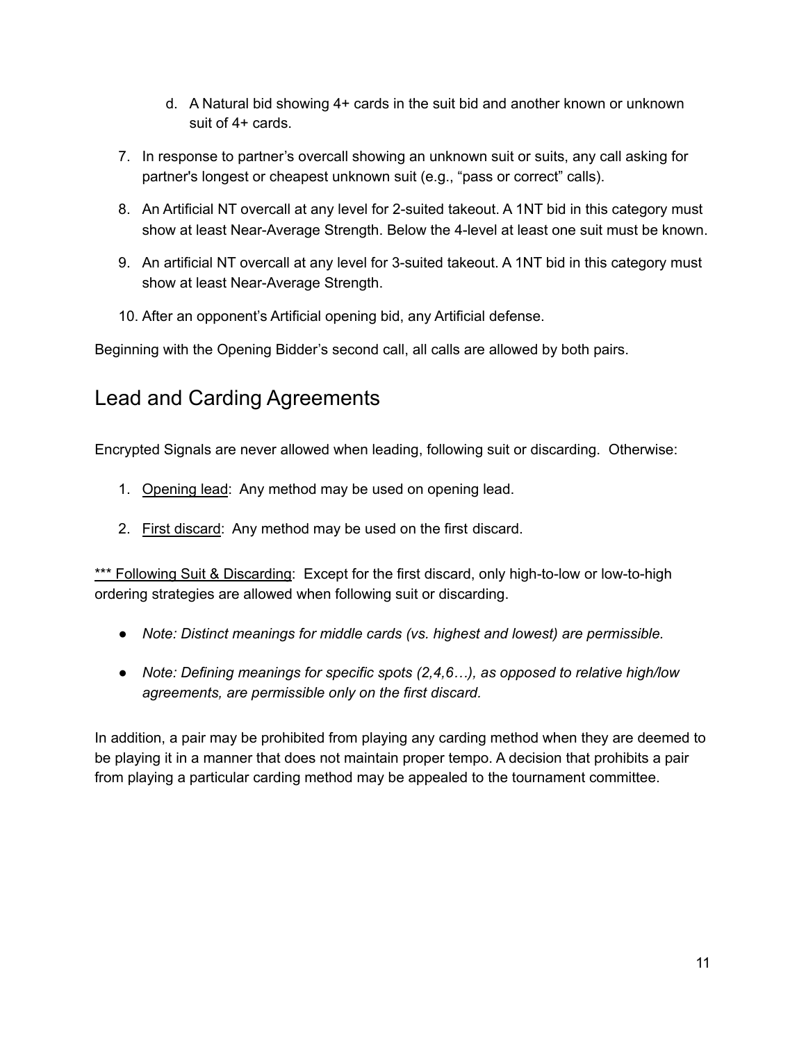d. A Natural bid showing 4+ cards in the suit bid and another known or unknown suit of 4+ cards.

7. In response to partner's overcall showing an unknown suit or suits, any call asking for partner's longest or cheapest unknown suit (e.g., "pass or correct" calls).

8. An Artificial NT overcall at any level for 2-suited takeout. A 1NT bid in this category must show at least Near-Average Strength. Below the 4-level at least one suit must be known.

9. An artificial NT overcall at any level for 3-suited takeout. A 1NT bid in this category must show at least Near-Average Strength.

10. After an opponent's Artificial opening bid, any Artificial defense.

Beginning with the Opening Bidder's second call, all calls are allowed by both pairs.

## Lead and Carding Agreements

Encrypted Signals are never allowed when leading, following suit or discarding. Otherwise:

1. <u>Opening lead</u>: Any method may be used on opening lead.

2. <u>First discard</u>: Any method may be used on the first discard.

<u>*** Following Suit & Discarding</u>: Except for the first discard, only high-to-low or low-to-high ordering strategies are allowed when following suit or discarding.

- *Note: Distinct meanings for middle cards (vs. highest and lowest) are permissible.*

- *Note: Defining meanings for specific spots (2,4,6…), as opposed to relative high/low agreements, are permissible only on the first discard.*

In addition, a pair may be prohibited from playing any carding method when they are deemed to be playing it in a manner that does not maintain proper tempo. A decision that prohibits a pair from playing a particular carding method may be appealed to the tournament committee.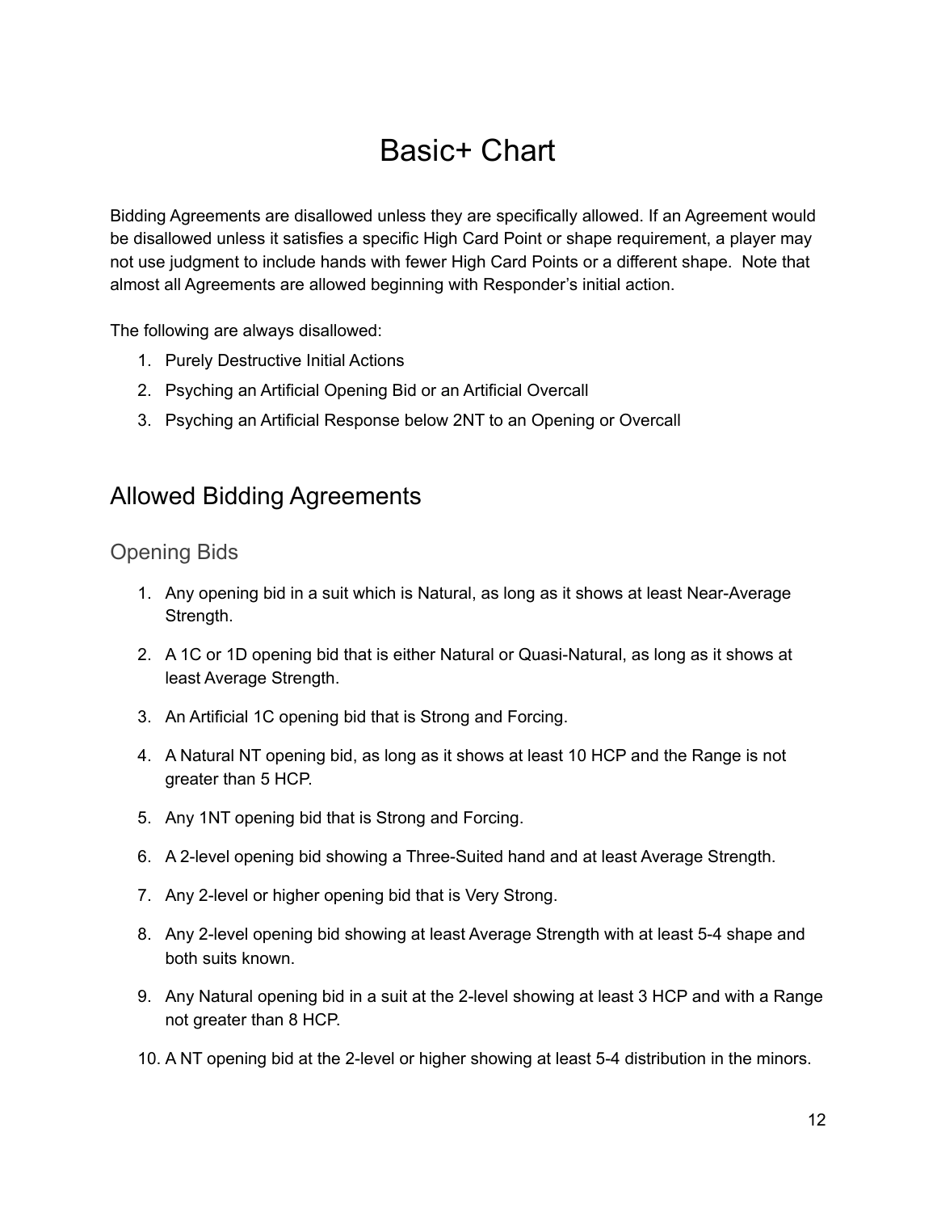# Basic+ Chart

Bidding Agreements are disallowed unless they are specifically allowed. If an Agreement would be disallowed unless it satisfies a specific High Card Point or shape requirement, a player may not use judgment to include hands with fewer High Card Points or a different shape.  Note that almost all Agreements are allowed beginning with Responder's initial action.

The following are always disallowed:

1. Purely Destructive Initial Actions
2. Psyching an Artificial Opening Bid or an Artificial Overcall
3. Psyching an Artificial Response below 2NT to an Opening or Overcall

## Allowed Bidding Agreements

### Opening Bids

1. Any opening bid in a suit which is Natural, as long as it shows at least Near-Average Strength.
2. A 1C or 1D opening bid that is either Natural or Quasi-Natural, as long as it shows at least Average Strength.
3. An Artificial 1C opening bid that is Strong and Forcing.
4. A Natural NT opening bid, as long as it shows at least 10 HCP and the Range is not greater than 5 HCP.
5. Any 1NT opening bid that is Strong and Forcing.
6. A 2-level opening bid showing a Three-Suited hand and at least Average Strength.
7. Any 2-level or higher opening bid that is Very Strong.
8. Any 2-level opening bid showing at least Average Strength with at least 5-4 shape and both suits known.
9. Any Natural opening bid in a suit at the 2-level showing at least 3 HCP and with a Range not greater than 8 HCP.
10. A NT opening bid at the 2-level or higher showing at least 5-4 distribution in the minors.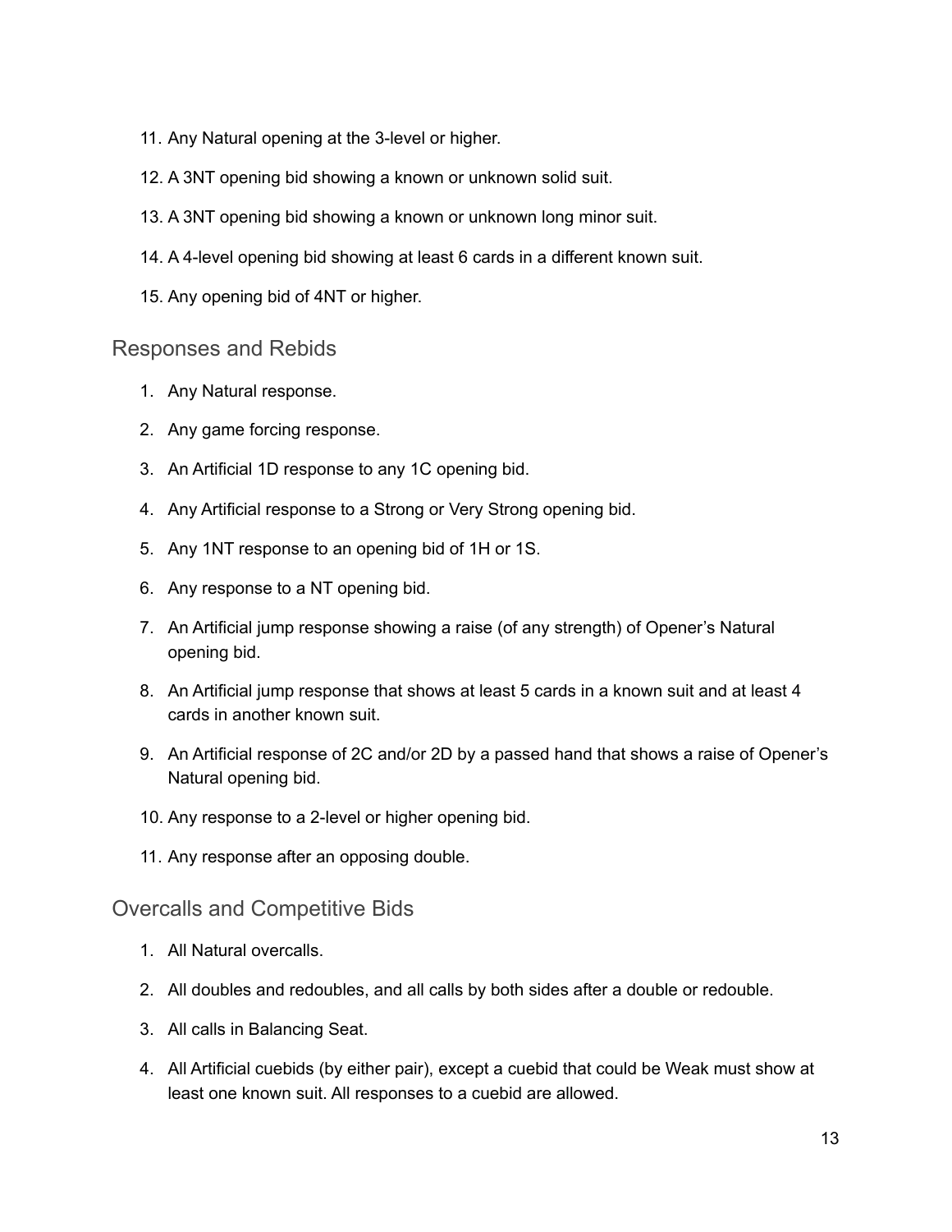11. Any Natural opening at the 3-level or higher.
12. A 3NT opening bid showing a known or unknown solid suit.
13. A 3NT opening bid showing a known or unknown long minor suit.
14. A 4-level opening bid showing at least 6 cards in a different known suit.
15. Any opening bid of 4NT or higher.

## Responses and Rebids

1. Any Natural response.
2. Any game forcing response.
3. An Artificial 1D response to any 1C opening bid.
4. Any Artificial response to a Strong or Very Strong opening bid.
5. Any 1NT response to an opening bid of 1H or 1S.
6. Any response to a NT opening bid.
7. An Artificial jump response showing a raise (of any strength) of Opener's Natural opening bid.
8. An Artificial jump response that shows at least 5 cards in a known suit and at least 4 cards in another known suit.
9. An Artificial response of 2C and/or 2D by a passed hand that shows a raise of Opener's Natural opening bid.
10. Any response to a 2-level or higher opening bid.
11. Any response after an opposing double.

## Overcalls and Competitive Bids

1. All Natural overcalls.
2. All doubles and redoubles, and all calls by both sides after a double or redouble.
3. All calls in Balancing Seat.
4. All Artificial cuebids (by either pair), except a cuebid that could be Weak must show at least one known suit. All responses to a cuebid are allowed.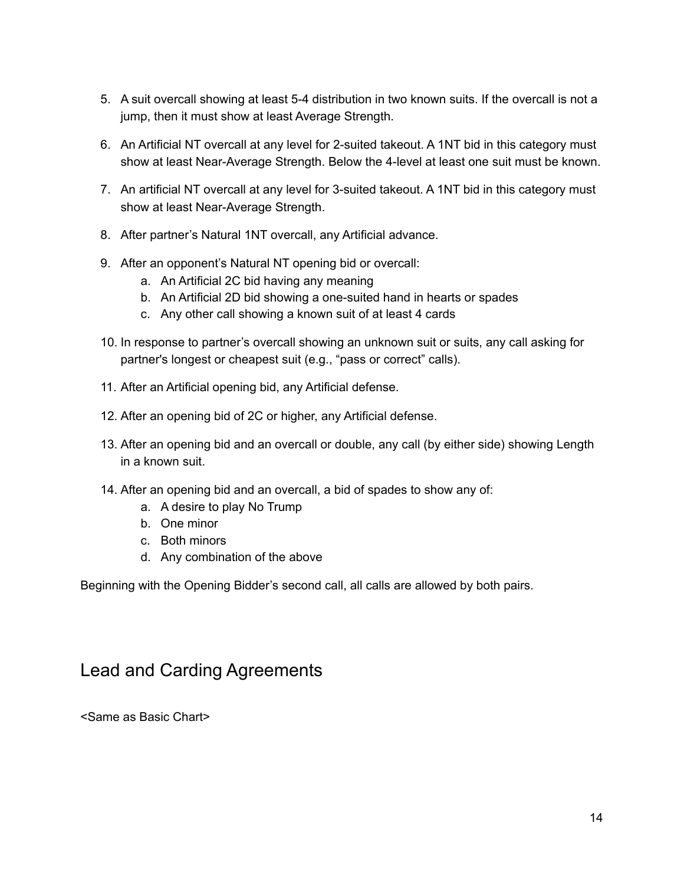5. A suit overcall showing at least 5-4 distribution in two known suits. If the overcall is not a jump, then it must show at least Average Strength.
6. An Artificial NT overcall at any level for 2-suited takeout. A 1NT bid in this category must show at least Near-Average Strength. Below the 4-level at least one suit must be known.
7. An artificial NT overcall at any level for 3-suited takeout. A 1NT bid in this category must show at least Near-Average Strength.
8. After partner's Natural 1NT overcall, any Artificial advance.
9. After an opponent's Natural NT opening bid or overcall:
    a. An Artificial 2C bid having any meaning
    b. An Artificial 2D bid showing a one-suited hand in hearts or spades
    c. Any other call showing a known suit of at least 4 cards
10. In response to partner's overcall showing an unknown suit or suits, any call asking for partner's longest or cheapest suit (e.g., "pass or correct" calls).
11. After an Artificial opening bid, any Artificial defense.
12. After an opening bid of 2C or higher, any Artificial defense.
13. After an opening bid and an overcall or double, any call (by either side) showing Length in a known suit.
14. After an opening bid and an overcall, a bid of spades to show any of:
    a. A desire to play No Trump
    b. One minor
    c. Both minors
    d. Any combination of the above

Beginning with the Opening Bidder's second call, all calls are allowed by both pairs.

## Lead and Carding Agreements

<Same as Basic Chart>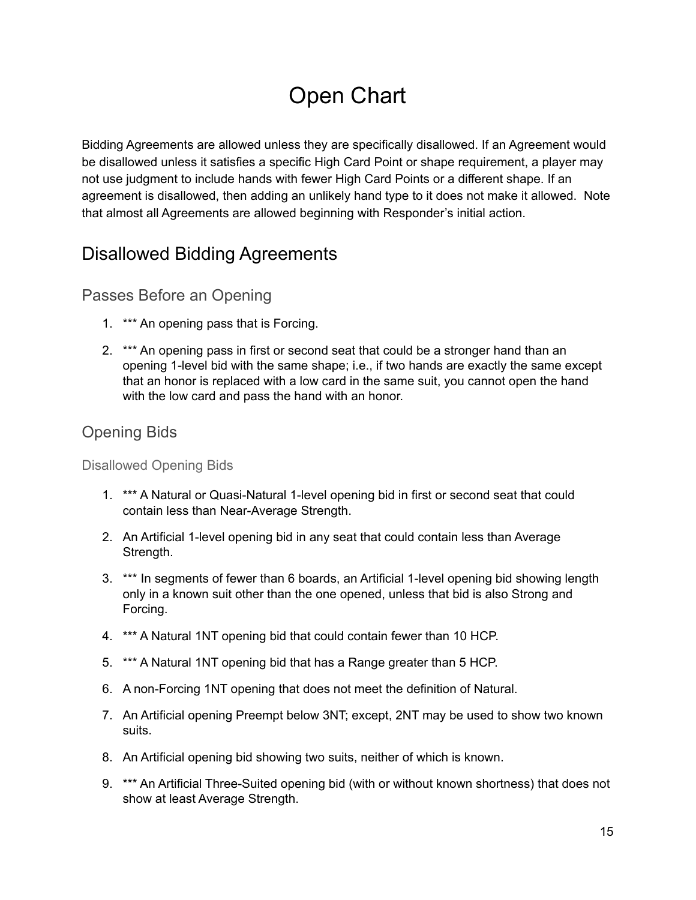# Open Chart

Bidding Agreements are allowed unless they are specifically disallowed. If an Agreement would be disallowed unless it satisfies a specific High Card Point or shape requirement, a player may not use judgment to include hands with fewer High Card Points or a different shape. If an agreement is disallowed, then adding an unlikely hand type to it does not make it allowed. Note that almost all Agreements are allowed beginning with Responder's initial action.

## Disallowed Bidding Agreements

### Passes Before an Opening

1. *** An opening pass that is Forcing.
2. *** An opening pass in first or second seat that could be a stronger hand than an opening 1-level bid with the same shape; i.e., if two hands are exactly the same except that an honor is replaced with a low card in the same suit, you cannot open the hand with the low card and pass the hand with an honor.

### Opening Bids

#### Disallowed Opening Bids

1. *** A Natural or Quasi-Natural 1-level opening bid in first or second seat that could contain less than Near-Average Strength.
2. An Artificial 1-level opening bid in any seat that could contain less than Average Strength.
3. *** In segments of fewer than 6 boards, an Artificial 1-level opening bid showing length only in a known suit other than the one opened, unless that bid is also Strong and Forcing.
4. *** A Natural 1NT opening bid that could contain fewer than 10 HCP.
5. *** A Natural 1NT opening bid that has a Range greater than 5 HCP.
6. A non-Forcing 1NT opening that does not meet the definition of Natural.
7. An Artificial opening Preempt below 3NT; except, 2NT may be used to show two known suits.
8. An Artificial opening bid showing two suits, neither of which is known.
9. *** An Artificial Three-Suited opening bid (with or without known shortness) that does not show at least Average Strength.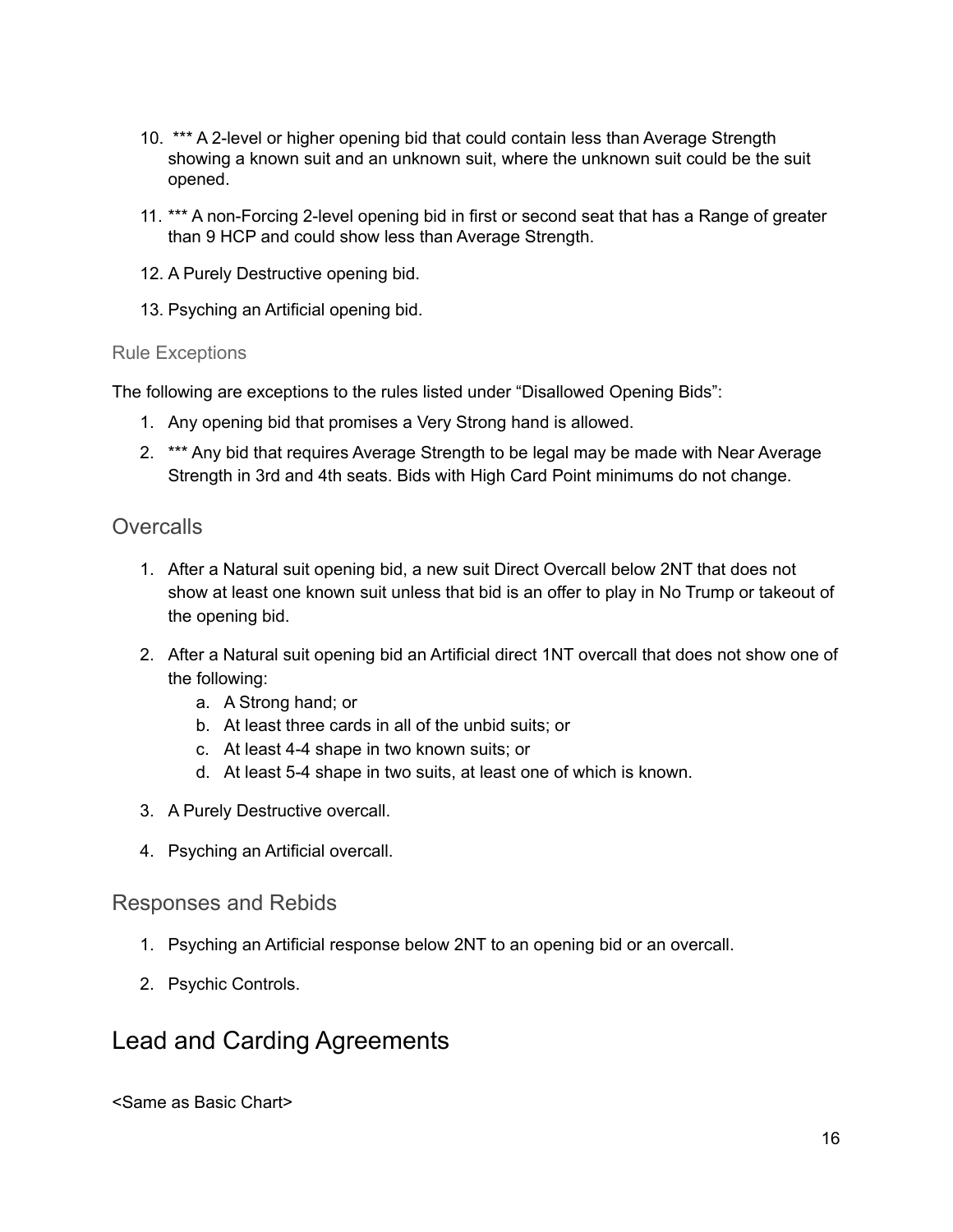10. *** A 2-level or higher opening bid that could contain less than Average Strength showing a known suit and an unknown suit, where the unknown suit could be the suit opened.

11. *** A non-Forcing 2-level opening bid in first or second seat that has a Range of greater than 9 HCP and could show less than Average Strength.

12. A Purely Destructive opening bid.

13. Psyching an Artificial opening bid.

### Rule Exceptions

The following are exceptions to the rules listed under "Disallowed Opening Bids":

1. Any opening bid that promises a Very Strong hand is allowed.
2. *** Any bid that requires Average Strength to be legal may be made with Near Average Strength in 3rd and 4th seats. Bids with High Card Point minimums do not change.

## Overcalls

1. After a Natural suit opening bid, a new suit Direct Overcall below 2NT that does not show at least one known suit unless that bid is an offer to play in No Trump or takeout of the opening bid.

2. After a Natural suit opening bid an Artificial direct 1NT overcall that does not show one of the following:
    a. A Strong hand; or
    b. At least three cards in all of the unbid suits; or
    c. At least 4-4 shape in two known suits; or
    d. At least 5-4 shape in two suits, at least one of which is known.

3. A Purely Destructive overcall.

4. Psyching an Artificial overcall.

### Responses and Rebids

1. Psyching an Artificial response below 2NT to an opening bid or an overcall.

2. Psychic Controls.

# Lead and Carding Agreements

<Same as Basic Chart>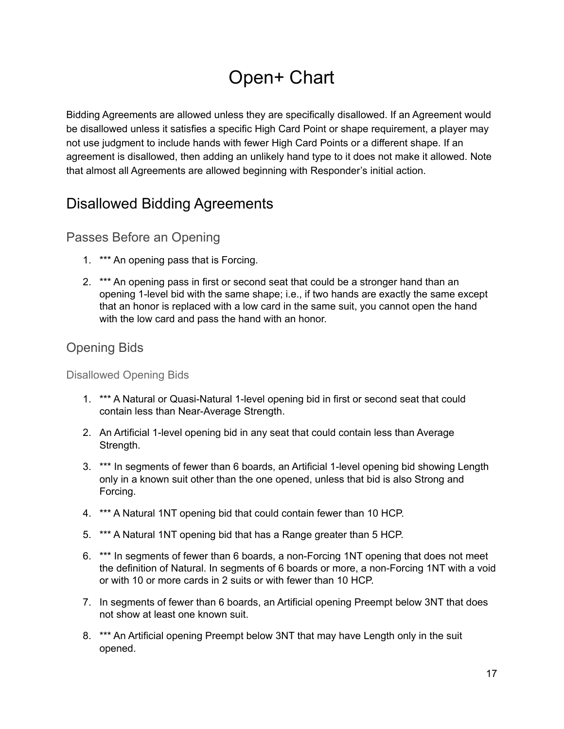# Open+ Chart

Bidding Agreements are allowed unless they are specifically disallowed. If an Agreement would be disallowed unless it satisfies a specific High Card Point or shape requirement, a player may not use judgment to include hands with fewer High Card Points or a different shape. If an agreement is disallowed, then adding an unlikely hand type to it does not make it allowed. Note that almost all Agreements are allowed beginning with Responder's initial action.

## Disallowed Bidding Agreements

### Passes Before an Opening

1. *** An opening pass that is Forcing.
2. *** An opening pass in first or second seat that could be a stronger hand than an opening 1-level bid with the same shape; i.e., if two hands are exactly the same except that an honor is replaced with a low card in the same suit, you cannot open the hand with the low card and pass the hand with an honor.

### Opening Bids

#### Disallowed Opening Bids

1. *** A Natural or Quasi-Natural 1-level opening bid in first or second seat that could contain less than Near-Average Strength.
2. An Artificial 1-level opening bid in any seat that could contain less than Average Strength.
3. *** In segments of fewer than 6 boards, an Artificial 1-level opening bid showing Length only in a known suit other than the one opened, unless that bid is also Strong and Forcing.
4. *** A Natural 1NT opening bid that could contain fewer than 10 HCP.
5. *** A Natural 1NT opening bid that has a Range greater than 5 HCP.
6. *** In segments of fewer than 6 boards, a non-Forcing 1NT opening that does not meet the definition of Natural. In segments of 6 boards or more, a non-Forcing 1NT with a void or with 10 or more cards in 2 suits or with fewer than 10 HCP.
7. In segments of fewer than 6 boards, an Artificial opening Preempt below 3NT that does not show at least one known suit.
8. *** An Artificial opening Preempt below 3NT that may have Length only in the suit opened.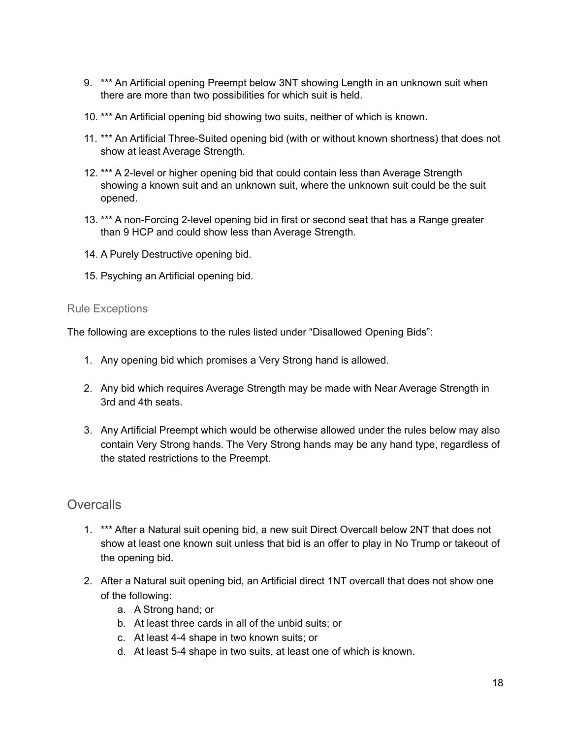9. *** An Artificial opening Preempt below 3NT showing Length in an unknown suit when there are more than two possibilities for which suit is held.

10. *** An Artificial opening bid showing two suits, neither of which is known.

11. *** An Artificial Three-Suited opening bid (with or without known shortness) that does not show at least Average Strength.

12. *** A 2-level or higher opening bid that could contain less than Average Strength showing a known suit and an unknown suit, where the unknown suit could be the suit opened.

13. *** A non-Forcing 2-level opening bid in first or second seat that has a Range greater than 9 HCP and could show less than Average Strength.

14. A Purely Destructive opening bid.

15. Psyching an Artificial opening bid.

### Rule Exceptions

The following are exceptions to the rules listed under "Disallowed Opening Bids":

1. Any opening bid which promises a Very Strong hand is allowed.

2. Any bid which requires Average Strength may be made with Near Average Strength in 3rd and 4th seats.

3. Any Artificial Preempt which would be otherwise allowed under the rules below may also contain Very Strong hands. The Very Strong hands may be any hand type, regardless of the stated restrictions to the Preempt.

## Overcalls

1. *** After a Natural suit opening bid, a new suit Direct Overcall below 2NT that does not show at least one known suit unless that bid is an offer to play in No Trump or takeout of the opening bid.

2. After a Natural suit opening bid, an Artificial direct 1NT overcall that does not show one of the following:
   a. A Strong hand; or
   b. At least three cards in all of the unbid suits; or
   c. At least 4-4 shape in two known suits; or
   d. At least 5-4 shape in two suits, at least one of which is known.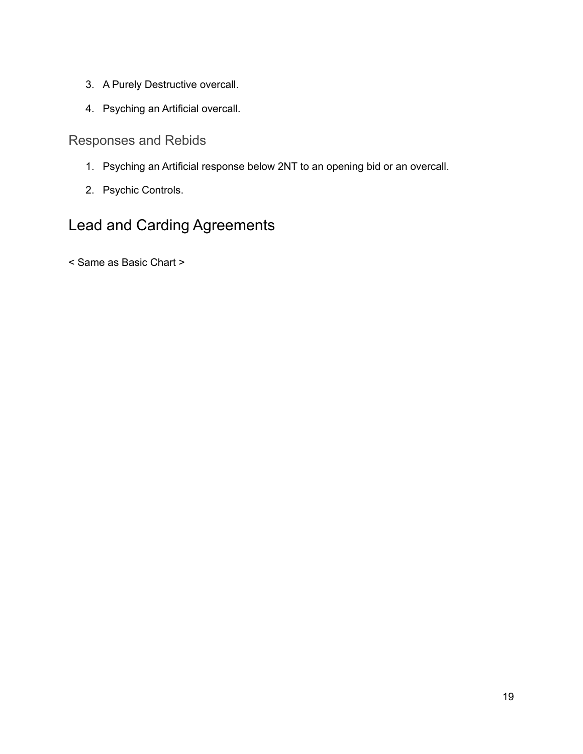3. A Purely Destructive overcall.
4. Psyching an Artificial overcall.

### Responses and Rebids

1. Psyching an Artificial response below 2NT to an opening bid or an overcall.
2. Psychic Controls.

## Lead and Carding Agreements

< Same as Basic Chart >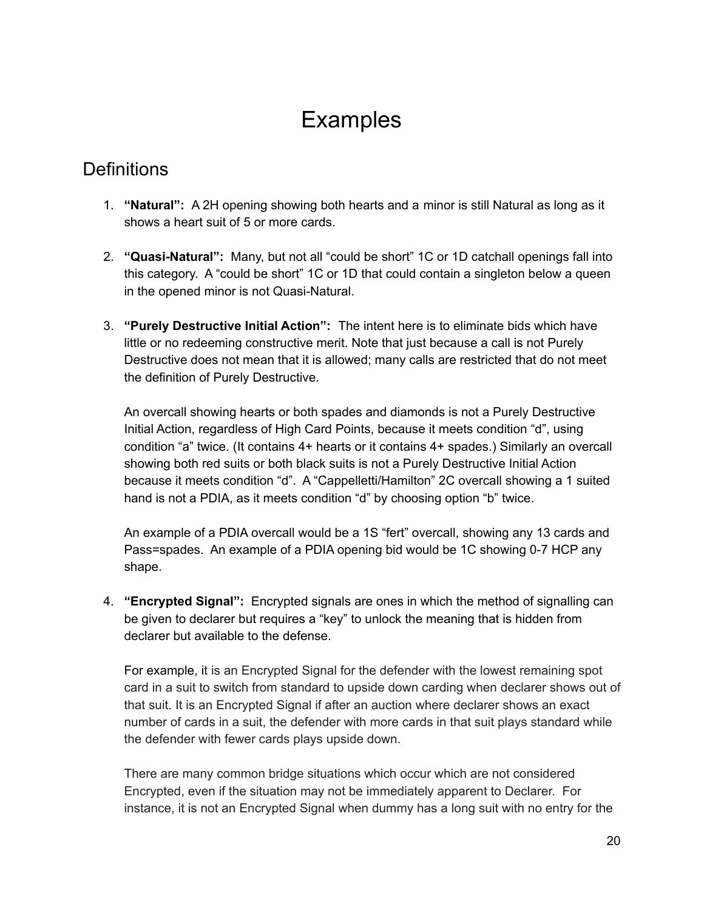# Examples

## Definitions

1. **"Natural":** A 2H opening showing both hearts and a minor is still Natural as long as it shows a heart suit of 5 or more cards.

2. **"Quasi-Natural":** Many, but not all "could be short" 1C or 1D catchall openings fall into this category. A "could be short" 1C or 1D that could contain a singleton below a queen in the opened minor is not Quasi-Natural.

3. **"Purely Destructive Initial Action":** The intent here is to eliminate bids which have little or no redeeming constructive merit. Note that just because a call is not Purely Destructive does not mean that it is allowed; many calls are restricted that do not meet the definition of Purely Destructive.

   An overcall showing hearts or both spades and diamonds is not a Purely Destructive Initial Action, regardless of High Card Points, because it meets condition "d", using condition "a" twice. (It contains 4+ hearts or it contains 4+ spades.) Similarly an overcall showing both red suits or both black suits is not a Purely Destructive Initial Action because it meets condition "d". A "Cappelletti/Hamilton" 2C overcall showing a 1 suited hand is not a PDIA, as it meets condition "d" by choosing option "b" twice.

   An example of a PDIA overcall would be a 1S "fert" overcall, showing any 13 cards and Pass=spades. An example of a PDIA opening bid would be 1C showing 0-7 HCP any shape.

4. **"Encrypted Signal":** Encrypted signals are ones in which the method of signalling can be given to declarer but requires a "key" to unlock the meaning that is hidden from declarer but available to the defense.

   For example, it is an Encrypted Signal for the defender with the lowest remaining spot card in a suit to switch from standard to upside down carding when declarer shows out of that suit. It is an Encrypted Signal if after an auction where declarer shows an exact number of cards in a suit, the defender with more cards in that suit plays standard while the defender with fewer cards plays upside down.

   There are many common bridge situations which occur which are not considered Encrypted, even if the situation may not be immediately apparent to Declarer. For instance, it is not an Encrypted Signal when dummy has a long suit with no entry for the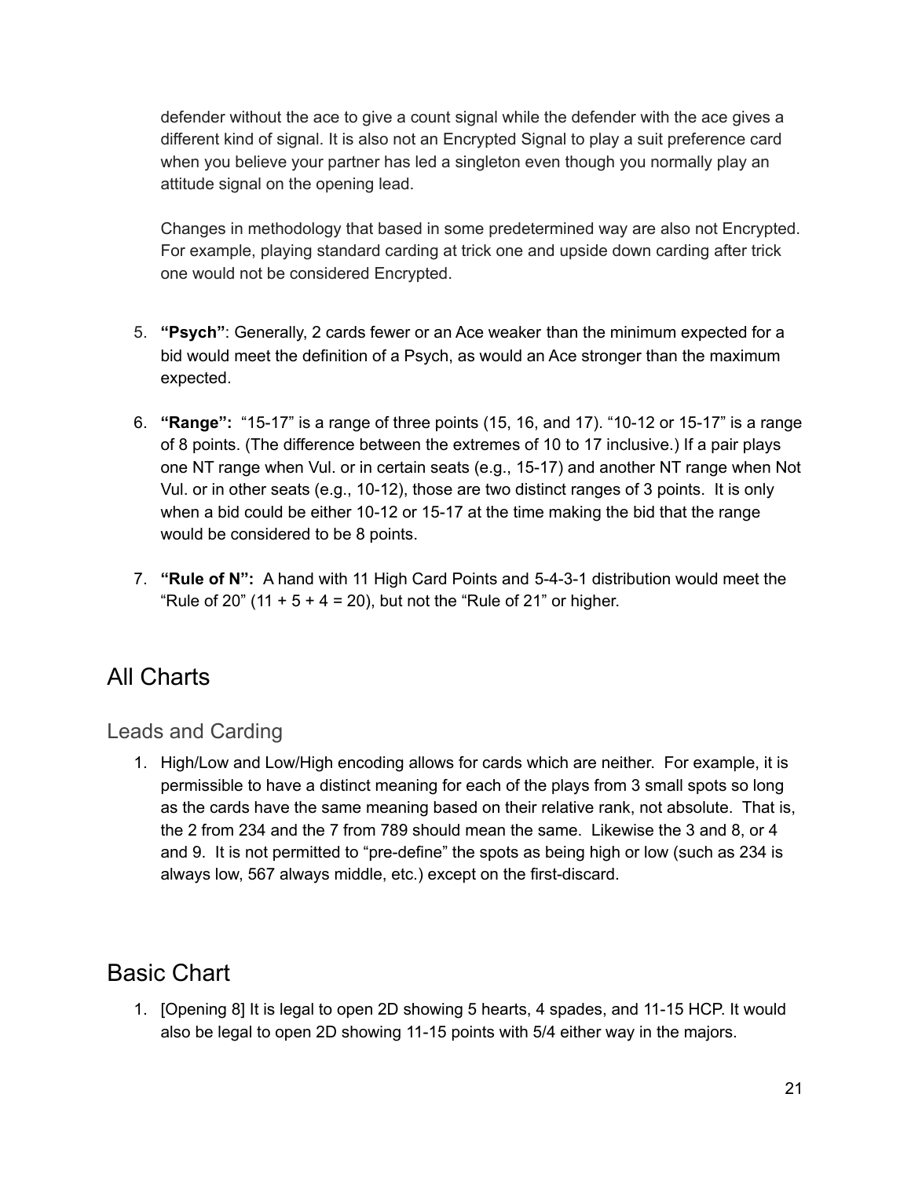defender without the ace to give a count signal while the defender with the ace gives a different kind of signal. It is also not an Encrypted Signal to play a suit preference card when you believe your partner has led a singleton even though you normally play an attitude signal on the opening lead.

Changes in methodology that based in some predetermined way are also not Encrypted. For example, playing standard carding at trick one and upside down carding after trick one would not be considered Encrypted.

5. **"Psych"**: Generally, 2 cards fewer or an Ace weaker than the minimum expected for a bid would meet the definition of a Psych, as would an Ace stronger than the maximum expected.

6. **"Range":** "15-17" is a range of three points (15, 16, and 17). "10-12 or 15-17" is a range of 8 points. (The difference between the extremes of 10 to 17 inclusive.) If a pair plays one NT range when Vul. or in certain seats (e.g., 15-17) and another NT range when Not Vul. or in other seats (e.g., 10-12), those are two distinct ranges of 3 points. It is only when a bid could be either 10-12 or 15-17 at the time making the bid that the range would be considered to be 8 points.

7. **"Rule of N":** A hand with 11 High Card Points and 5-4-3-1 distribution would meet the "Rule of 20" (11 + 5 + 4 = 20), but not the "Rule of 21" or higher.

# All Charts

## Leads and Carding

1. High/Low and Low/High encoding allows for cards which are neither. For example, it is permissible to have a distinct meaning for each of the plays from 3 small spots so long as the cards have the same meaning based on their relative rank, not absolute. That is, the 2 from 234 and the 7 from 789 should mean the same. Likewise the 3 and 8, or 4 and 9. It is not permitted to "pre-define" the spots as being high or low (such as 234 is always low, 567 always middle, etc.) except on the first-discard.

# Basic Chart

1. [Opening 8] It is legal to open 2D showing 5 hearts, 4 spades, and 11-15 HCP. It would also be legal to open 2D showing 11-15 points with 5/4 either way in the majors.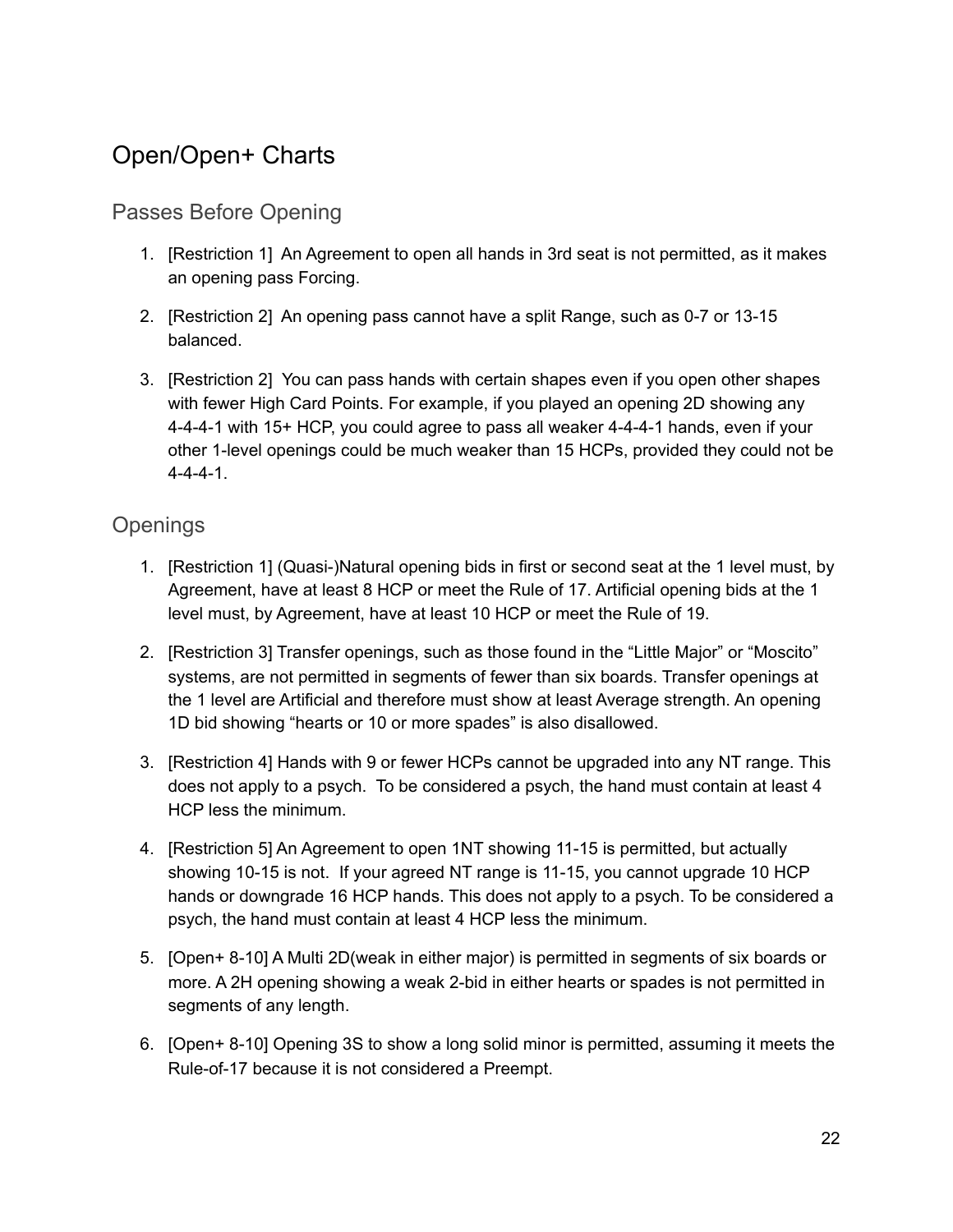# Open/Open+ Charts

## Passes Before Opening

1. [Restriction 1] An Agreement to open all hands in 3rd seat is not permitted, as it makes an opening pass Forcing.

2. [Restriction 2] An opening pass cannot have a split Range, such as 0-7 or 13-15 balanced.

3. [Restriction 2] You can pass hands with certain shapes even if you open other shapes with fewer High Card Points. For example, if you played an opening 2D showing any 4-4-4-1 with 15+ HCP, you could agree to pass all weaker 4-4-4-1 hands, even if your other 1-level openings could be much weaker than 15 HCPs, provided they could not be 4-4-4-1.

## Openings

1. [Restriction 1] (Quasi-)Natural opening bids in first or second seat at the 1 level must, by Agreement, have at least 8 HCP or meet the Rule of 17. Artificial opening bids at the 1 level must, by Agreement, have at least 10 HCP or meet the Rule of 19.

2. [Restriction 3] Transfer openings, such as those found in the "Little Major" or "Moscito" systems, are not permitted in segments of fewer than six boards. Transfer openings at the 1 level are Artificial and therefore must show at least Average strength. An opening 1D bid showing "hearts or 10 or more spades" is also disallowed.

3. [Restriction 4] Hands with 9 or fewer HCPs cannot be upgraded into any NT range. This does not apply to a psych. To be considered a psych, the hand must contain at least 4 HCP less the minimum.

4. [Restriction 5] An Agreement to open 1NT showing 11-15 is permitted, but actually showing 10-15 is not. If your agreed NT range is 11-15, you cannot upgrade 10 HCP hands or downgrade 16 HCP hands. This does not apply to a psych. To be considered a psych, the hand must contain at least 4 HCP less the minimum.

5. [Open+ 8-10] A Multi 2D(weak in either major) is permitted in segments of six boards or more. A 2H opening showing a weak 2-bid in either hearts or spades is not permitted in segments of any length.

6. [Open+ 8-10] Opening 3S to show a long solid minor is permitted, assuming it meets the Rule-of-17 because it is not considered a Preempt.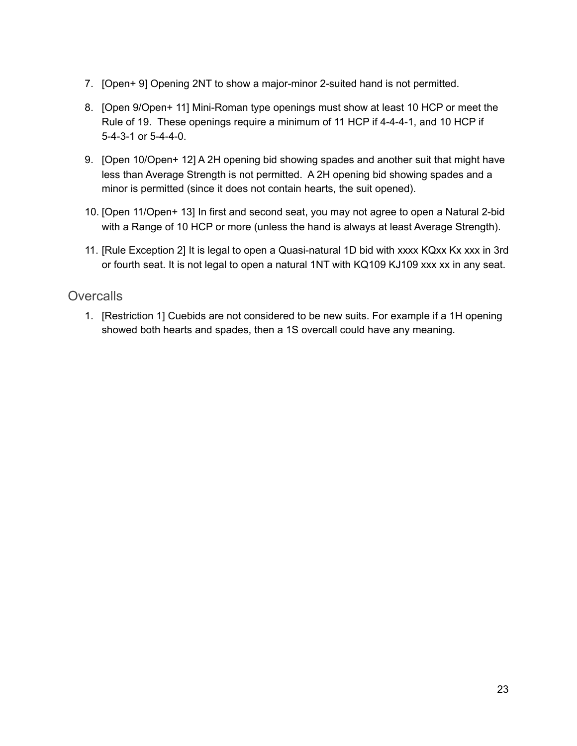7. [Open+ 9] Opening 2NT to show a major-minor 2-suited hand is not permitted.

8. [Open 9/Open+ 11] Mini-Roman type openings must show at least 10 HCP or meet the Rule of 19. These openings require a minimum of 11 HCP if 4-4-4-1, and 10 HCP if 5-4-3-1 or 5-4-4-0.

9. [Open 10/Open+ 12] A 2H opening bid showing spades and another suit that might have less than Average Strength is not permitted. A 2H opening bid showing spades and a minor is permitted (since it does not contain hearts, the suit opened).

10. [Open 11/Open+ 13] In first and second seat, you may not agree to open a Natural 2-bid with a Range of 10 HCP or more (unless the hand is always at least Average Strength).

11. [Rule Exception 2] It is legal to open a Quasi-natural 1D bid with xxxx KQxx Kx xxx in 3rd or fourth seat. It is not legal to open a natural 1NT with KQ109 KJ109 xxx xx in any seat.

## Overcalls

1. [Restriction 1] Cuebids are not considered to be new suits. For example if a 1H opening showed both hearts and spades, then a 1S overcall could have any meaning.